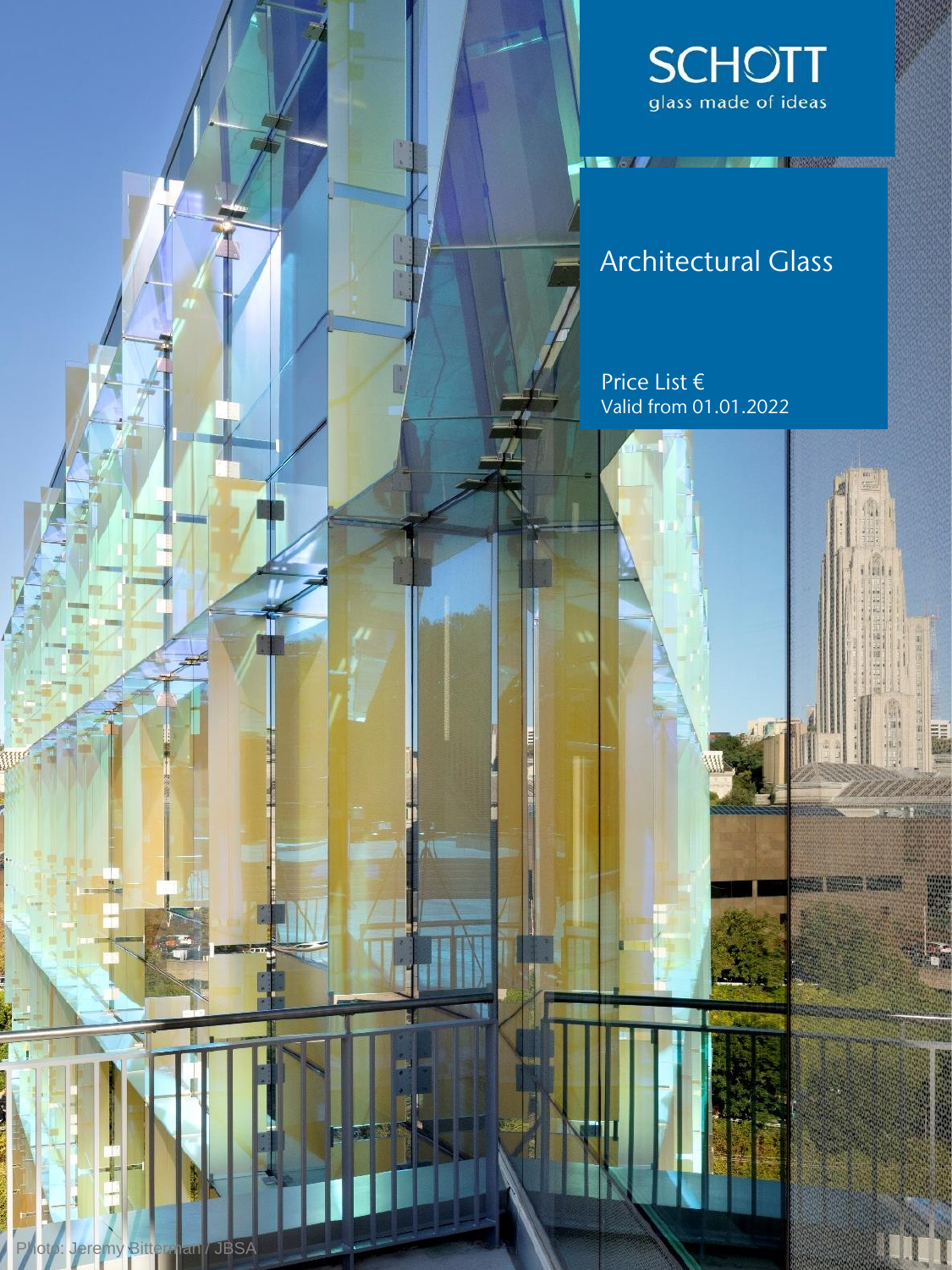SCHOTT

glass made of ideas

# Architectural Glass

Price List €

Valid from 01.01.2022

Photo: Jeremy Bitterman / JBSA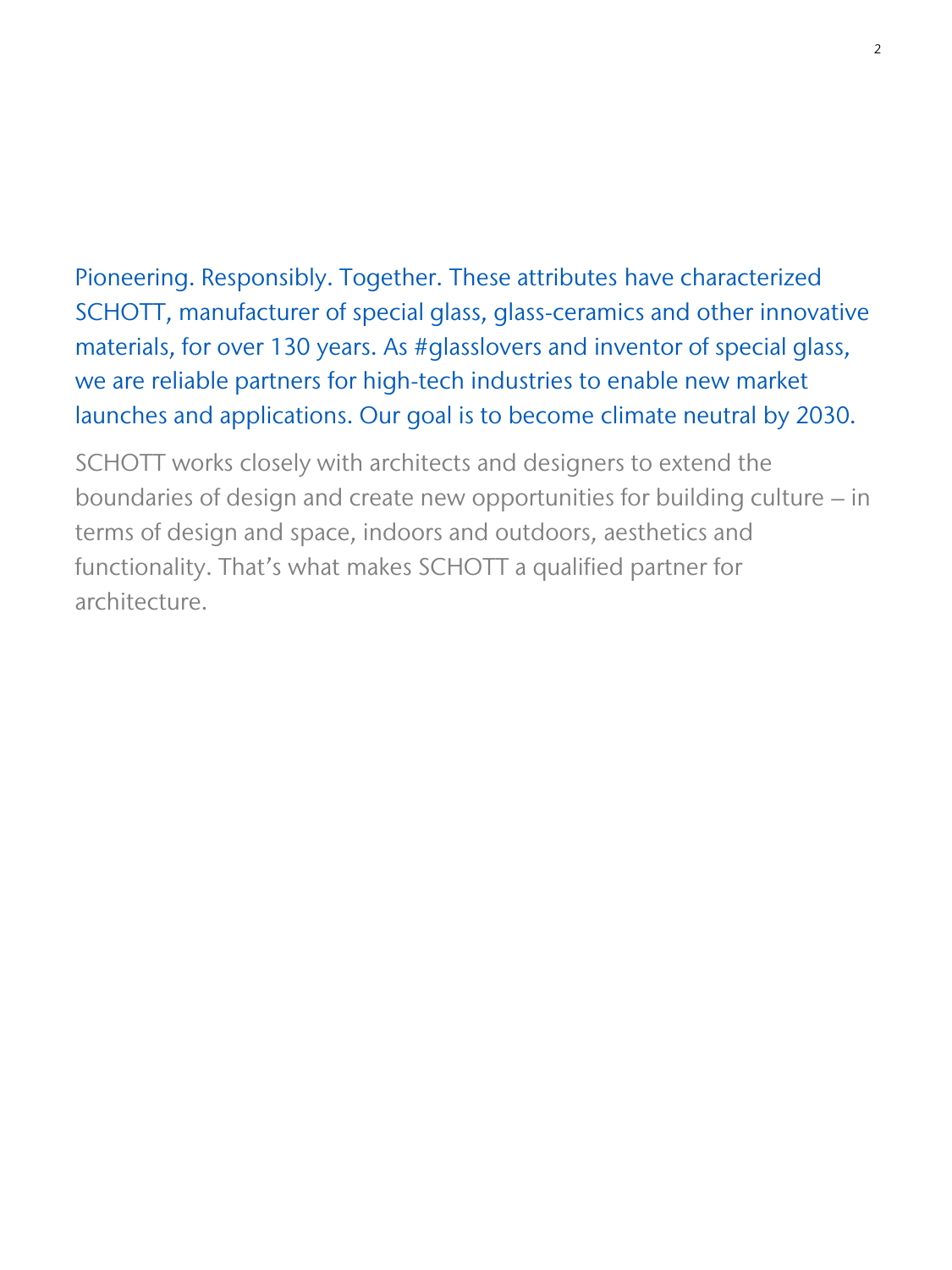Pioneering. Responsibly. Together. These attributes have characterized SCHOTT, manufacturer of special glass, glass-ceramics and other innovative materials, for over 130 years. As #glasslovers and inventor of special glass, we are reliable partners for high-tech industries to enable new market launches and applications. Our goal is to become climate neutral by 2030.

SCHOTT works closely with architects and designers to extend the boundaries of design and create new opportunities for building culture – in terms of design and space, indoors and outdoors, aesthetics and functionality. That's what makes SCHOTT a qualified partner for architecture.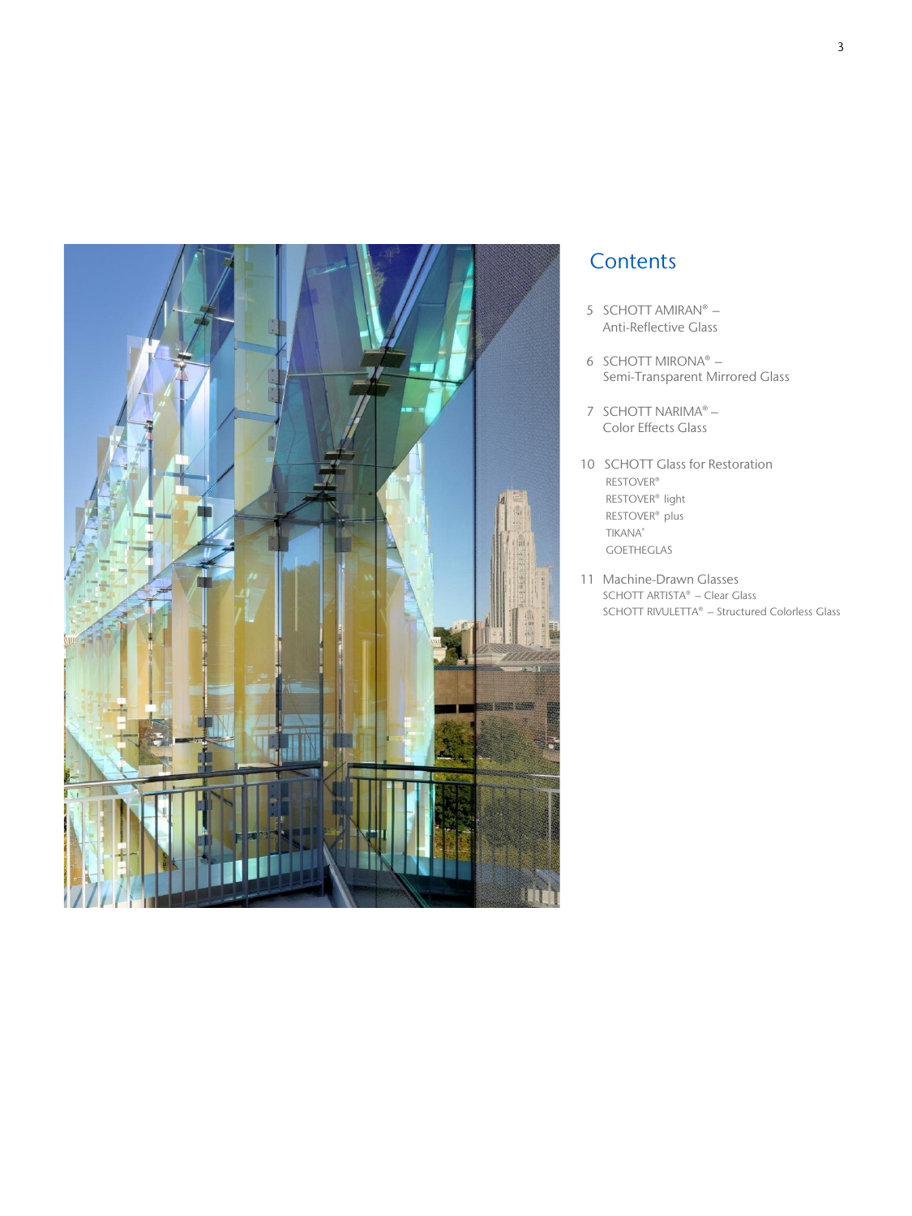## Contents

5 SCHOTT AMIRAN® – Anti-Reflective Glass

6 SCHOTT MIRONA® – Semi-Transparent Mirrored Glass

7 SCHOTT NARIMA® – Color Effects Glass

10 SCHOTT Glass for Restoration
- RESTOVER®
- RESTOVER® light
- RESTOVER® plus
- TIKANA®
- GOETHEGLAS

11 Machine-Drawn Glasses
- SCHOTT ARTISTA® – Clear Glass
- SCHOTT RIVULETTA® – Structured Colorless Glass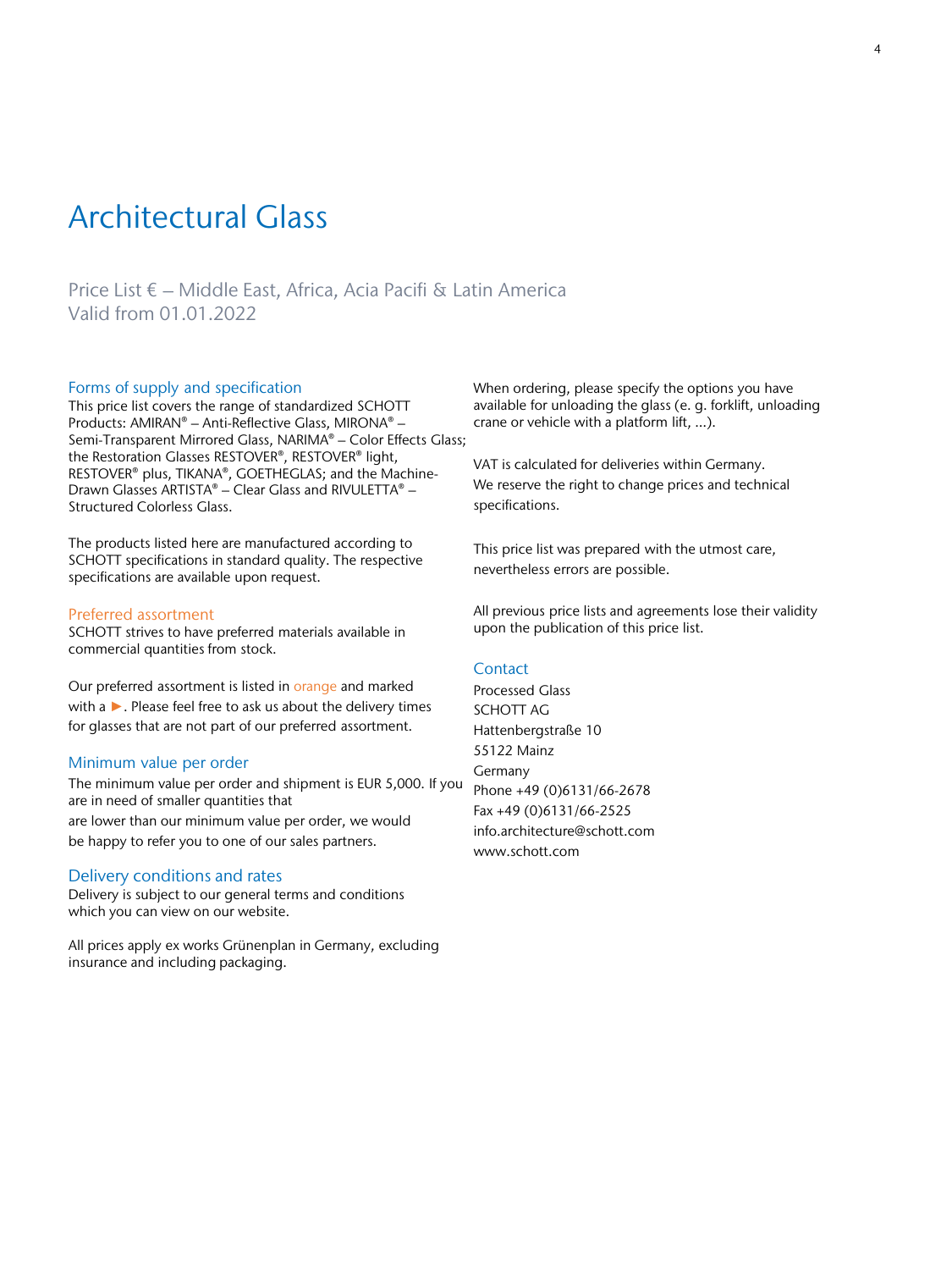# Architectural Glass

Price List € – Middle East, Africa, Acia Pacifi & Latin America
Valid from 01.01.2022

## Forms of supply and specification

This price list covers the range of standardized SCHOTT Products: AMIRAN® – Anti-Reflective Glass, MIRONA® – Semi-Transparent Mirrored Glass, NARIMA® – Color Effects Glass; the Restoration Glasses RESTOVER®, RESTOVER® light, RESTOVER® plus, TIKANA®, GOETHEGLAS; and the Machine-Drawn Glasses ARTISTA® – Clear Glass and RIVULETTA® – Structured Colorless Glass.

The products listed here are manufactured according to SCHOTT specifications in standard quality. The respective specifications are available upon request.

## Preferred assortment

SCHOTT strives to have preferred materials available in commercial quantities from stock.

Our preferred assortment is listed in orange and marked with a ►. Please feel free to ask us about the delivery times for glasses that are not part of our preferred assortment.

## Minimum value per order

The minimum value per order and shipment is EUR 5,000. If you are in need of smaller quantities that are lower than our minimum value per order, we would be happy to refer you to one of our sales partners.

## Delivery conditions and rates

Delivery is subject to our general terms and conditions which you can view on our website.

All prices apply ex works Grünenplan in Germany, excluding insurance and including packaging.

When ordering, please specify the options you have available for unloading the glass (e. g. forklift, unloading crane or vehicle with a platform lift, ...).

VAT is calculated for deliveries within Germany.
We reserve the right to change prices and technical specifications.

This price list was prepared with the utmost care, nevertheless errors are possible.

All previous price lists and agreements lose their validity upon the publication of this price list.

## Contact

Processed Glass
SCHOTT AG
Hattenbergstraße 10
55122 Mainz
Germany
Phone +49 (0)6131/66-2678
Fax +49 (0)6131/66-2525
info.architecture@schott.com
www.schott.com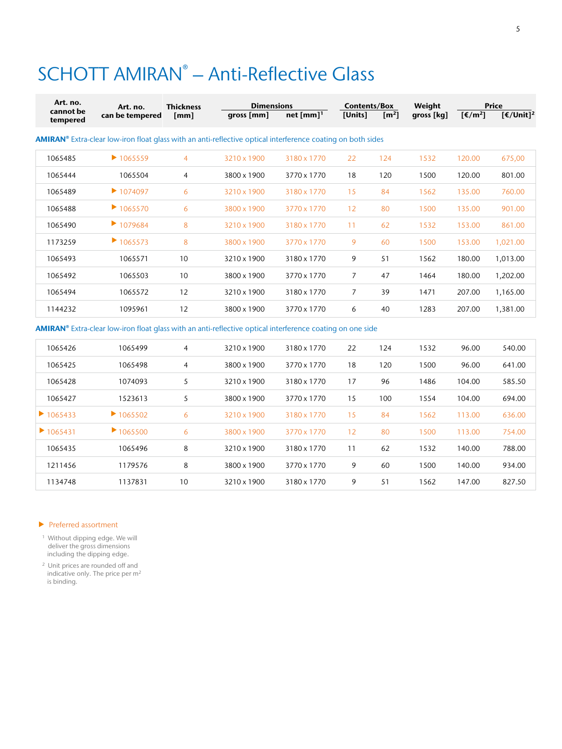# SCHOTT AMIRAN® – Anti-Reflective Glass

| Art. no. cannot be tempered | Art. no. can be tempered | Thickness [mm] | Dimensions | | Contents/Box | | Weight | Price | |
|---|---|---|---|---|---|---|---|---|---|
| | | | gross [mm] | net [mm][1] | [Units] | [m²] | gross [kg] | [€/m²] | [€/Unit][2] |
| **AMIRAN®** Extra-clear low-iron float glass with an anti-reflective optical interference coating on both sides | | | | | | | | | |
| 1065485 | ▶ 1065559 | 4 | 3210 x 1900 | 3180 x 1770 | 22 | 124 | 1532 | 120.00 | 675,00 |
| 1065444 | 1065504 | 4 | 3800 x 1900 | 3770 x 1770 | 18 | 120 | 1500 | 120.00 | 801.00 |
| 1065489 | ▶ 1074097 | 6 | 3210 x 1900 | 3180 x 1770 | 15 | 84 | 1562 | 135.00 | 760.00 |
| 1065488 | ▶ 1065570 | 6 | 3800 x 1900 | 3770 x 1770 | 12 | 80 | 1500 | 135.00 | 901.00 |
| 1065490 | ▶ 1079684 | 8 | 3210 x 1900 | 3180 x 1770 | 11 | 62 | 1532 | 153.00 | 861.00 |
| 1173259 | ▶ 1065573 | 8 | 3800 x 1900 | 3770 x 1770 | 9 | 60 | 1500 | 153.00 | 1,021.00 |
| 1065493 | 1065571 | 10 | 3210 x 1900 | 3180 x 1770 | 9 | 51 | 1562 | 180.00 | 1,013.00 |
| 1065492 | 1065503 | 10 | 3800 x 1900 | 3770 x 1770 | 7 | 47 | 1464 | 180.00 | 1,202.00 |
| 1065494 | 1065572 | 12 | 3210 x 1900 | 3180 x 1770 | 7 | 39 | 1471 | 207.00 | 1,165.00 |
| 1144232 | 1095961 | 12 | 3800 x 1900 | 3770 x 1770 | 6 | 40 | 1283 | 207.00 | 1,381.00 |
| **AMIRAN®** Extra-clear low-iron float glass with an anti-reflective optical interference coating on one side | | | | | | | | | |
| 1065426 | 1065499 | 4 | 3210 x 1900 | 3180 x 1770 | 22 | 124 | 1532 | 96.00 | 540.00 |
| 1065425 | 1065498 | 4 | 3800 x 1900 | 3770 x 1770 | 18 | 120 | 1500 | 96.00 | 641.00 |
| 1065428 | 1074093 | 5 | 3210 x 1900 | 3180 x 1770 | 17 | 96 | 1486 | 104.00 | 585.50 |
| 1065427 | 1523613 | 5 | 3800 x 1900 | 3770 x 1770 | 15 | 100 | 1554 | 104.00 | 694.00 |
| ▶ 1065433 | ▶ 1065502 | 6 | 3210 x 1900 | 3180 x 1770 | 15 | 84 | 1562 | 113.00 | 636.00 |
| ▶ 1065431 | ▶ 1065500 | 6 | 3800 x 1900 | 3770 x 1770 | 12 | 80 | 1500 | 113.00 | 754.00 |
| 1065435 | 1065496 | 8 | 3210 x 1900 | 3180 x 1770 | 11 | 62 | 1532 | 140.00 | 788.00 |
| 1211456 | 1179576 | 8 | 3800 x 1900 | 3770 x 1770 | 9 | 60 | 1500 | 140.00 | 934.00 |
| 1134748 | 1137831 | 10 | 3210 x 1900 | 3180 x 1770 | 9 | 51 | 1562 | 147.00 | 827.50 |

▶ Preferred assortment

[1] Without dipping edge. We will deliver the gross dimensions including the dipping edge.

[2] Unit prices are rounded off and indicative only. The price per m² is binding.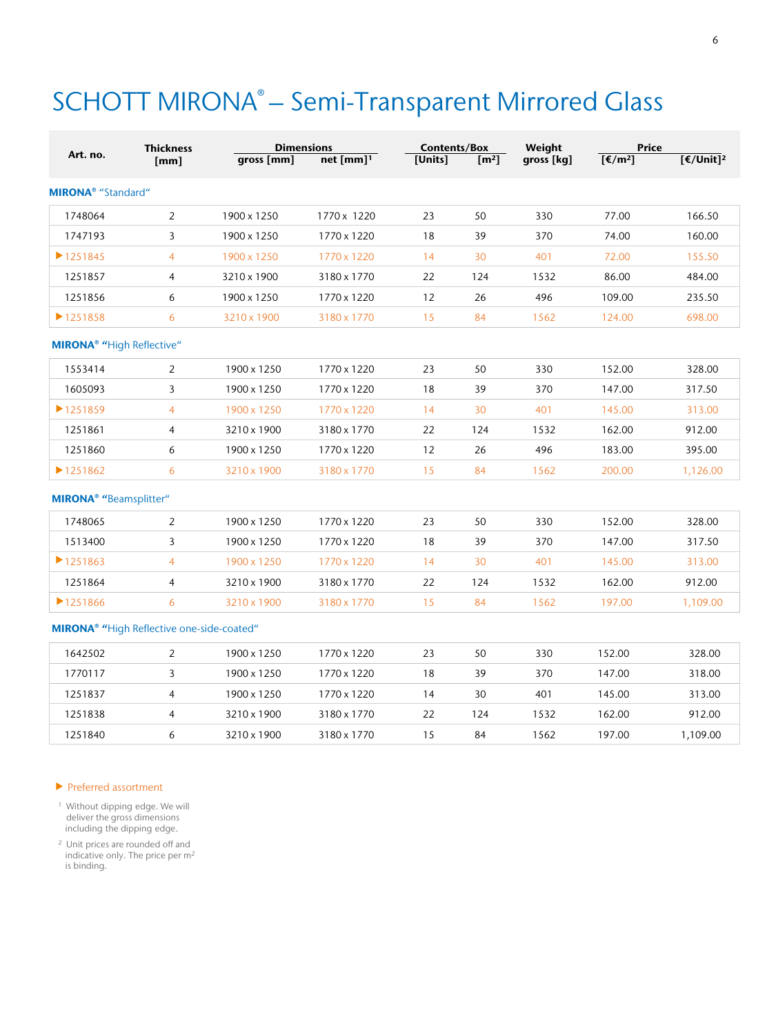# SCHOTT MIRONA® – Semi-Transparent Mirrored Glass

| Art. no. | Thickness [mm] | Dimensions gross [mm] | Dimensions net [mm][1] | Contents/Box [Units] | Contents/Box [m²] | Weight gross [kg] | Price [€/m²] | Price [€/Unit][2] |
|---|---|---|---|---|---|---|---|---|
| **MIRONA® "Standard"** | | | | | | | | |
| 1748064 | 2 | 1900 x 1250 | 1770 x 1220 | 23 | 50 | 330 | 77.00 | 166.50 |
| 1747193 | 3 | 1900 x 1250 | 1770 x 1220 | 18 | 39 | 370 | 74.00 | 160.00 |
| ▶1251845 | 4 | 1900 x 1250 | 1770 x 1220 | 14 | 30 | 401 | 72.00 | 155.50 |
| 1251857 | 4 | 3210 x 1900 | 3180 x 1770 | 22 | 124 | 1532 | 86.00 | 484.00 |
| 1251856 | 6 | 1900 x 1250 | 1770 x 1220 | 12 | 26 | 496 | 109.00 | 235.50 |
| ▶1251858 | 6 | 3210 x 1900 | 3180 x 1770 | 15 | 84 | 1562 | 124.00 | 698.00 |
| **MIRONA® "High Reflective"** | | | | | | | | |
| 1553414 | 2 | 1900 x 1250 | 1770 x 1220 | 23 | 50 | 330 | 152.00 | 328.00 |
| 1605093 | 3 | 1900 x 1250 | 1770 x 1220 | 18 | 39 | 370 | 147.00 | 317.50 |
| ▶1251859 | 4 | 1900 x 1250 | 1770 x 1220 | 14 | 30 | 401 | 145.00 | 313.00 |
| 1251861 | 4 | 3210 x 1900 | 3180 x 1770 | 22 | 124 | 1532 | 162.00 | 912.00 |
| 1251860 | 6 | 1900 x 1250 | 1770 x 1220 | 12 | 26 | 496 | 183.00 | 395.00 |
| ▶1251862 | 6 | 3210 x 1900 | 3180 x 1770 | 15 | 84 | 1562 | 200.00 | 1,126.00 |
| **MIRONA® "Beamsplitter"** | | | | | | | | |
| 1748065 | 2 | 1900 x 1250 | 1770 x 1220 | 23 | 50 | 330 | 152.00 | 328.00 |
| 1513400 | 3 | 1900 x 1250 | 1770 x 1220 | 18 | 39 | 370 | 147.00 | 317.50 |
| ▶1251863 | 4 | 1900 x 1250 | 1770 x 1220 | 14 | 30 | 401 | 145.00 | 313.00 |
| 1251864 | 4 | 3210 x 1900 | 3180 x 1770 | 22 | 124 | 1532 | 162.00 | 912.00 |
| ▶1251866 | 6 | 3210 x 1900 | 3180 x 1770 | 15 | 84 | 1562 | 197.00 | 1,109.00 |
| **MIRONA® "High Reflective one-side-coated"** | | | | | | | | |
| 1642502 | 2 | 1900 x 1250 | 1770 x 1220 | 23 | 50 | 330 | 152.00 | 328.00 |
| 1770117 | 3 | 1900 x 1250 | 1770 x 1220 | 18 | 39 | 370 | 147.00 | 318.00 |
| 1251837 | 4 | 1900 x 1250 | 1770 x 1220 | 14 | 30 | 401 | 145.00 | 313.00 |
| 1251838 | 4 | 3210 x 1900 | 3180 x 1770 | 22 | 124 | 1532 | 162.00 | 912.00 |
| 1251840 | 6 | 3210 x 1900 | 3180 x 1770 | 15 | 84 | 1562 | 197.00 | 1,109.00 |

▶ Preferred assortment

[1] Without dipping edge. We will deliver the gross dimensions including the dipping edge.

[2] Unit prices are rounded off and indicative only. The price per m² is binding.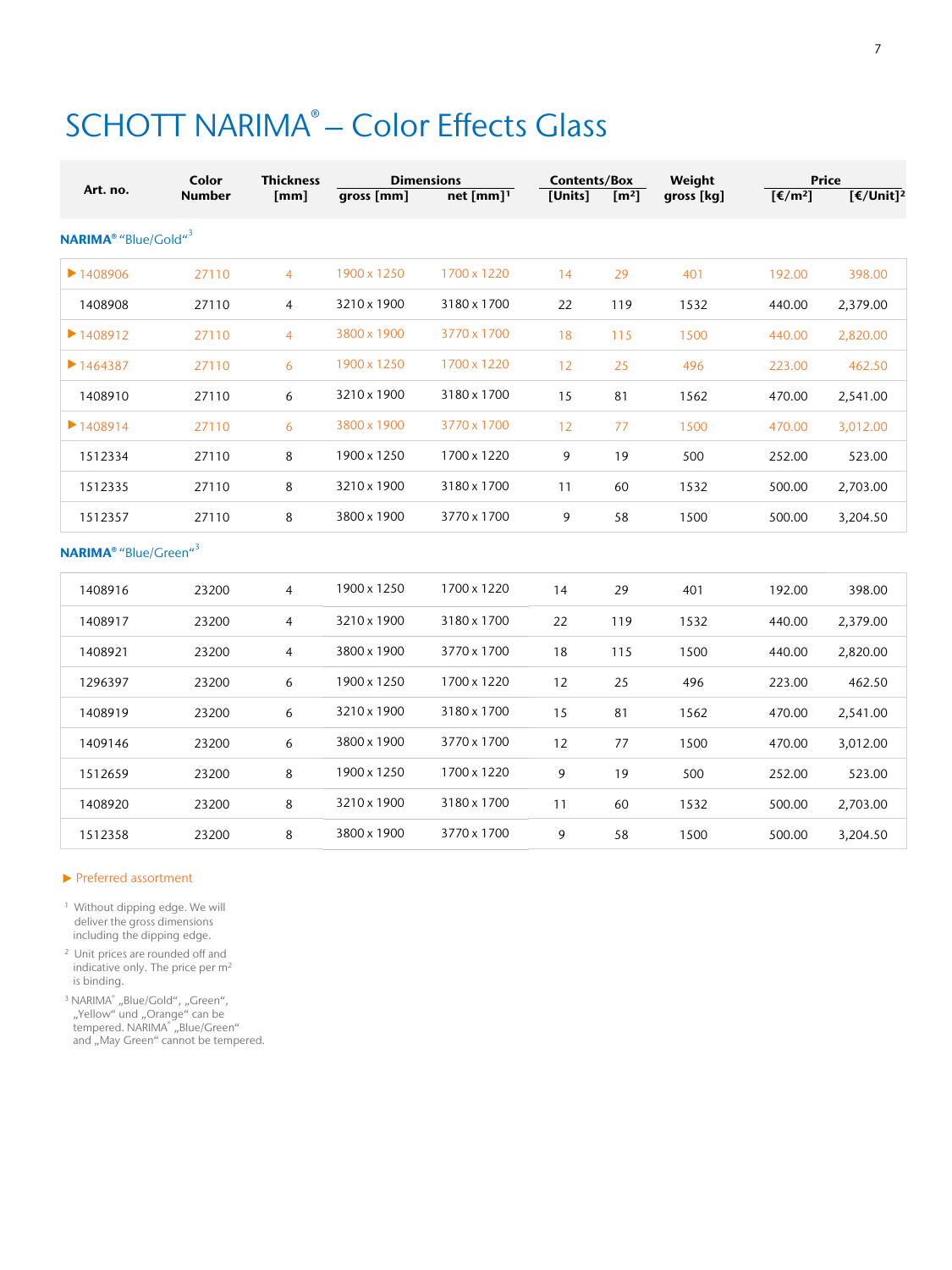# SCHOTT NARIMA® – Color Effects Glass

| Art. no. | Color Number | Thickness [mm] | Dimensions gross [mm] | Dimensions net [mm][1] | Contents/Box [Units] | Contents/Box [m²] | Weight gross [kg] | Price [€/m²] | Price [€/Unit][2] |
|---|---|---|---|---|---|---|---|---|---|
| **NARIMA® "Blue/Gold"[3]** | | | | | | | | | |
| ▶ 1408906 | 27110 | 4 | 1900 x 1250 | 1700 x 1220 | 14 | 29 | 401 | 192.00 | 398.00 |
| 1408908 | 27110 | 4 | 3210 x 1900 | 3180 x 1700 | 22 | 119 | 1532 | 440.00 | 2,379.00 |
| ▶ 1408912 | 27110 | 4 | 3800 x 1900 | 3770 x 1700 | 18 | 115 | 1500 | 440.00 | 2,820.00 |
| ▶ 1464387 | 27110 | 6 | 1900 x 1250 | 1700 x 1220 | 12 | 25 | 496 | 223.00 | 462.50 |
| 1408910 | 27110 | 6 | 3210 x 1900 | 3180 x 1700 | 15 | 81 | 1562 | 470.00 | 2,541.00 |
| ▶ 1408914 | 27110 | 6 | 3800 x 1900 | 3770 x 1700 | 12 | 77 | 1500 | 470.00 | 3,012.00 |
| 1512334 | 27110 | 8 | 1900 x 1250 | 1700 x 1220 | 9 | 19 | 500 | 252.00 | 523.00 |
| 1512335 | 27110 | 8 | 3210 x 1900 | 3180 x 1700 | 11 | 60 | 1532 | 500.00 | 2,703.00 |
| 1512357 | 27110 | 8 | 3800 x 1900 | 3770 x 1700 | 9 | 58 | 1500 | 500.00 | 3,204.50 |
| **NARIMA® "Blue/Green"[3]** | | | | | | | | | |
| 1408916 | 23200 | 4 | 1900 x 1250 | 1700 x 1220 | 14 | 29 | 401 | 192.00 | 398.00 |
| 1408917 | 23200 | 4 | 3210 x 1900 | 3180 x 1700 | 22 | 119 | 1532 | 440.00 | 2,379.00 |
| 1408921 | 23200 | 4 | 3800 x 1900 | 3770 x 1700 | 18 | 115 | 1500 | 440.00 | 2,820.00 |
| 1296397 | 23200 | 6 | 1900 x 1250 | 1700 x 1220 | 12 | 25 | 496 | 223.00 | 462.50 |
| 1408919 | 23200 | 6 | 3210 x 1900 | 3180 x 1700 | 15 | 81 | 1562 | 470.00 | 2,541.00 |
| 1409146 | 23200 | 6 | 3800 x 1900 | 3770 x 1700 | 12 | 77 | 1500 | 470.00 | 3,012.00 |
| 1512659 | 23200 | 8 | 1900 x 1250 | 1700 x 1220 | 9 | 19 | 500 | 252.00 | 523.00 |
| 1408920 | 23200 | 8 | 3210 x 1900 | 3180 x 1700 | 11 | 60 | 1532 | 500.00 | 2,703.00 |
| 1512358 | 23200 | 8 | 3800 x 1900 | 3770 x 1700 | 9 | 58 | 1500 | 500.00 | 3,204.50 |

▶ Preferred assortment

[1] Without dipping edge. We will deliver the gross dimensions including the dipping edge.

[2] Unit prices are rounded off and indicative only. The price per m² is binding.

[3] NARIMA® „Blue/Gold", „Green", „Yellow" und „Orange" can be tempered. NARIMA® „Blue/Green" and „May Green" cannot be tempered.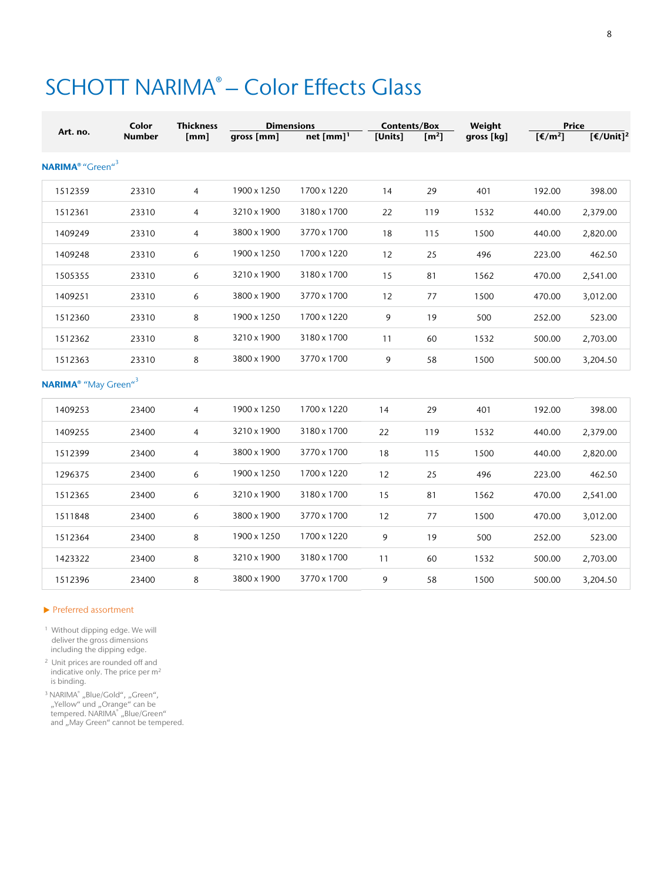# SCHOTT NARIMA® – Color Effects Glass

| Art. no. | Color Number | Thickness [mm] | Dimensions gross [mm] | Dimensions net [mm][1] | Contents/Box [Units] | Contents/Box [$m^2$] | Weight gross [kg] | Price [€/$m^2$] | Price [€/Unit][2] |
|---|---|---|---|---|---|---|---|---|---|
| **NARIMA® "Green"[3]** | | | | | | | | | |
| 1512359 | 23310 | 4 | 1900 x 1250 | 1700 x 1220 | 14 | 29 | 401 | 192.00 | 398.00 |
| 1512361 | 23310 | 4 | 3210 x 1900 | 3180 x 1700 | 22 | 119 | 1532 | 440.00 | 2,379.00 |
| 1409249 | 23310 | 4 | 3800 x 1900 | 3770 x 1700 | 18 | 115 | 1500 | 440.00 | 2,820.00 |
| 1409248 | 23310 | 6 | 1900 x 1250 | 1700 x 1220 | 12 | 25 | 496 | 223.00 | 462.50 |
| 1505355 | 23310 | 6 | 3210 x 1900 | 3180 x 1700 | 15 | 81 | 1562 | 470.00 | 2,541.00 |
| 1409251 | 23310 | 6 | 3800 x 1900 | 3770 x 1700 | 12 | 77 | 1500 | 470.00 | 3,012.00 |
| 1512360 | 23310 | 8 | 1900 x 1250 | 1700 x 1220 | 9 | 19 | 500 | 252.00 | 523.00 |
| 1512362 | 23310 | 8 | 3210 x 1900 | 3180 x 1700 | 11 | 60 | 1532 | 500.00 | 2,703.00 |
| 1512363 | 23310 | 8 | 3800 x 1900 | 3770 x 1700 | 9 | 58 | 1500 | 500.00 | 3,204.50 |
| **NARIMA® "May Green"[3]** | | | | | | | | | |
| 1409253 | 23400 | 4 | 1900 x 1250 | 1700 x 1220 | 14 | 29 | 401 | 192.00 | 398.00 |
| 1409255 | 23400 | 4 | 3210 x 1900 | 3180 x 1700 | 22 | 119 | 1532 | 440.00 | 2,379.00 |
| 1512399 | 23400 | 4 | 3800 x 1900 | 3770 x 1700 | 18 | 115 | 1500 | 440.00 | 2,820.00 |
| 1296375 | 23400 | 6 | 1900 x 1250 | 1700 x 1220 | 12 | 25 | 496 | 223.00 | 462.50 |
| 1512365 | 23400 | 6 | 3210 x 1900 | 3180 x 1700 | 15 | 81 | 1562 | 470.00 | 2,541.00 |
| 1511848 | 23400 | 6 | 3800 x 1900 | 3770 x 1700 | 12 | 77 | 1500 | 470.00 | 3,012.00 |
| 1512364 | 23400 | 8 | 1900 x 1250 | 1700 x 1220 | 9 | 19 | 500 | 252.00 | 523.00 |
| 1423322 | 23400 | 8 | 3210 x 1900 | 3180 x 1700 | 11 | 60 | 1532 | 500.00 | 2,703.00 |
| 1512396 | 23400 | 8 | 3800 x 1900 | 3770 x 1700 | 9 | 58 | 1500 | 500.00 | 3,204.50 |

► Preferred assortment

[1] Without dipping edge. We will deliver the gross dimensions including the dipping edge.

[2] Unit prices are rounded off and indicative only. The price per $m^2$ is binding.

[3] NARIMA® „Blue/Gold", „Green", „Yellow" und „Orange" can be tempered. NARIMA® „Blue/Green" and „May Green" cannot be tempered.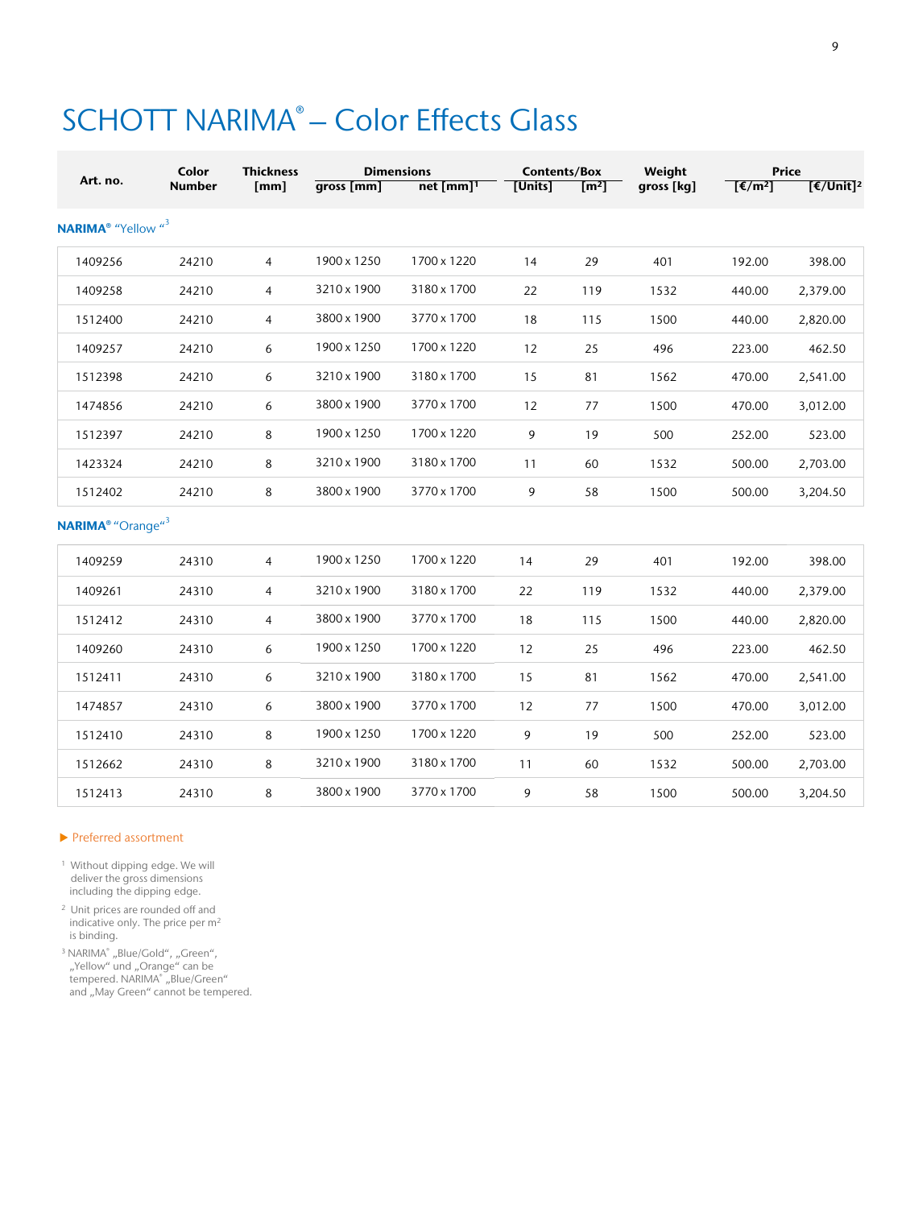# SCHOTT NARIMA® – Color Effects Glass

| Art. no. | Color Number | Thickness [mm] | Dimensions | | Contents/Box | | Weight gross [kg] | Price | |
|---|---|---|---|---|---|---|---|---|---|
| | | | gross [mm] | net [mm][1] | [Units] | [m²] | | [€/m²] | [€/Unit][2] |
| **NARIMA® "Yellow "[3]** | | | | | | | | | |
| 1409256 | 24210 | 4 | 1900 x 1250 | 1700 x 1220 | 14 | 29 | 401 | 192.00 | 398.00 |
| 1409258 | 24210 | 4 | 3210 x 1900 | 3180 x 1700 | 22 | 119 | 1532 | 440.00 | 2,379.00 |
| 1512400 | 24210 | 4 | 3800 x 1900 | 3770 x 1700 | 18 | 115 | 1500 | 440.00 | 2,820.00 |
| 1409257 | 24210 | 6 | 1900 x 1250 | 1700 x 1220 | 12 | 25 | 496 | 223.00 | 462.50 |
| 1512398 | 24210 | 6 | 3210 x 1900 | 3180 x 1700 | 15 | 81 | 1562 | 470.00 | 2,541.00 |
| 1474856 | 24210 | 6 | 3800 x 1900 | 3770 x 1700 | 12 | 77 | 1500 | 470.00 | 3,012.00 |
| 1512397 | 24210 | 8 | 1900 x 1250 | 1700 x 1220 | 9 | 19 | 500 | 252.00 | 523.00 |
| 1423324 | 24210 | 8 | 3210 x 1900 | 3180 x 1700 | 11 | 60 | 1532 | 500.00 | 2,703.00 |
| 1512402 | 24210 | 8 | 3800 x 1900 | 3770 x 1700 | 9 | 58 | 1500 | 500.00 | 3,204.50 |
| **NARIMA® "Orange"[3]** | | | | | | | | | |
| 1409259 | 24310 | 4 | 1900 x 1250 | 1700 x 1220 | 14 | 29 | 401 | 192.00 | 398.00 |
| 1409261 | 24310 | 4 | 3210 x 1900 | 3180 x 1700 | 22 | 119 | 1532 | 440.00 | 2,379.00 |
| 1512412 | 24310 | 4 | 3800 x 1900 | 3770 x 1700 | 18 | 115 | 1500 | 440.00 | 2,820.00 |
| 1409260 | 24310 | 6 | 1900 x 1250 | 1700 x 1220 | 12 | 25 | 496 | 223.00 | 462.50 |
| 1512411 | 24310 | 6 | 3210 x 1900 | 3180 x 1700 | 15 | 81 | 1562 | 470.00 | 2,541.00 |
| 1474857 | 24310 | 6 | 3800 x 1900 | 3770 x 1700 | 12 | 77 | 1500 | 470.00 | 3,012.00 |
| 1512410 | 24310 | 8 | 1900 x 1250 | 1700 x 1220 | 9 | 19 | 500 | 252.00 | 523.00 |
| 1512662 | 24310 | 8 | 3210 x 1900 | 3180 x 1700 | 11 | 60 | 1532 | 500.00 | 2,703.00 |
| 1512413 | 24310 | 8 | 3800 x 1900 | 3770 x 1700 | 9 | 58 | 1500 | 500.00 | 3,204.50 |

▶ Preferred assortment

[1] Without dipping edge. We will deliver the gross dimensions including the dipping edge.

[2] Unit prices are rounded off and indicative only. The price per m² is binding.

[3] NARIMA® „Blue/Gold", „Green", „Yellow" und „Orange" can be tempered. NARIMA® „Blue/Green" and „May Green" cannot be tempered.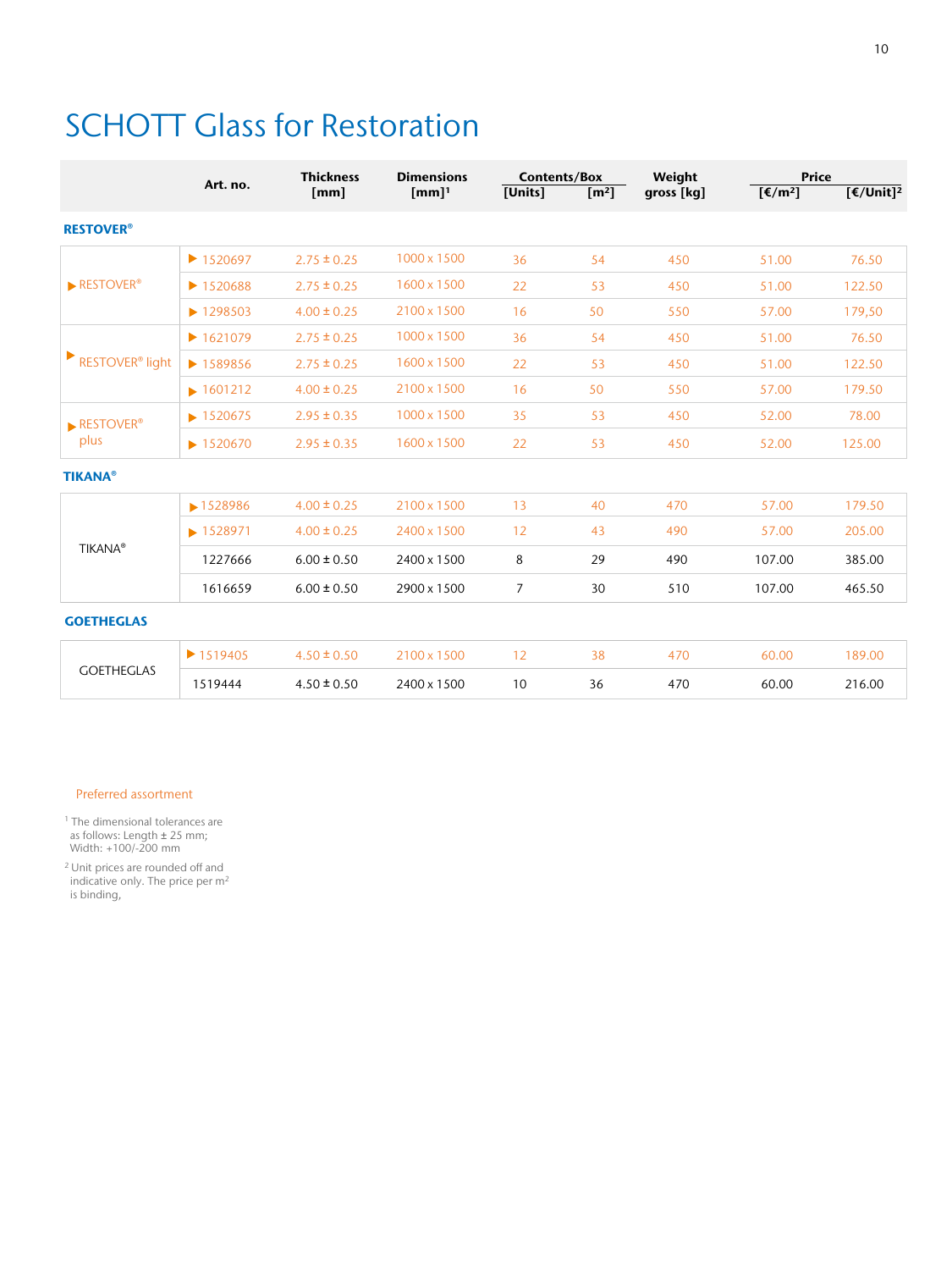# SCHOTT Glass for Restoration

| | Art. no. | Thickness [mm] | Dimensions [mm][1] | Contents/Box [Units] | Contents/Box [m²] | Weight gross [kg] | Price [€/m²] | Price [€/Unit][2] |
|---|---|---|---|---|---|---|---|---|
| **RESTOVER®** | | | | | | | | |
| ▶ RESTOVER® | ▶ 1520697 | 2.75 ± 0.25 | 1000 x 1500 | 36 | 54 | 450 | 51.00 | 76.50 |
| | ▶ 1520688 | 2.75 ± 0.25 | 1600 x 1500 | 22 | 53 | 450 | 51.00 | 122.50 |
| | ▶ 1298503 | 4.00 ± 0.25 | 2100 x 1500 | 16 | 50 | 550 | 57.00 | 179,50 |
| ▶ RESTOVER® light | ▶ 1621079 | 2.75 ± 0.25 | 1000 x 1500 | 36 | 54 | 450 | 51.00 | 76.50 |
| | ▶ 1589856 | 2.75 ± 0.25 | 1600 x 1500 | 22 | 53 | 450 | 51.00 | 122.50 |
| | ▶ 1601212 | 4.00 ± 0.25 | 2100 x 1500 | 16 | 50 | 550 | 57.00 | 179.50 |
| ▶ RESTOVER® plus | ▶ 1520675 | 2.95 ± 0.35 | 1000 x 1500 | 35 | 53 | 450 | 52.00 | 78.00 |
| | ▶ 1520670 | 2.95 ± 0.35 | 1600 x 1500 | 22 | 53 | 450 | 52.00 | 125.00 |
| **TIKANA®** | | | | | | | | |
| TIKANA® | ▶ 1528986 | 4.00 ± 0.25 | 2100 x 1500 | 13 | 40 | 470 | 57.00 | 179.50 |
| | ▶ 1528971 | 4.00 ± 0.25 | 2400 x 1500 | 12 | 43 | 490 | 57.00 | 205.00 |
| | 1227666 | 6.00 ± 0.50 | 2400 x 1500 | 8 | 29 | 490 | 107.00 | 385.00 |
| | 1616659 | 6.00 ± 0.50 | 2900 x 1500 | 7 | 30 | 510 | 107.00 | 465.50 |
| **GOETHEGLAS** | | | | | | | | |
| GOETHEGLAS | ▶ 1519405 | 4.50 ± 0.50 | 2100 x 1500 | 12 | 38 | 470 | 60.00 | 189.00 |
| | 1519444 | 4.50 ± 0.50 | 2400 x 1500 | 10 | 36 | 470 | 60.00 | 216.00 |

Preferred assortment

[1] The dimensional tolerances are as follows: Length ± 25 mm; Width: +100/-200 mm

[2] Unit prices are rounded off and indicative only. The price per m² is binding,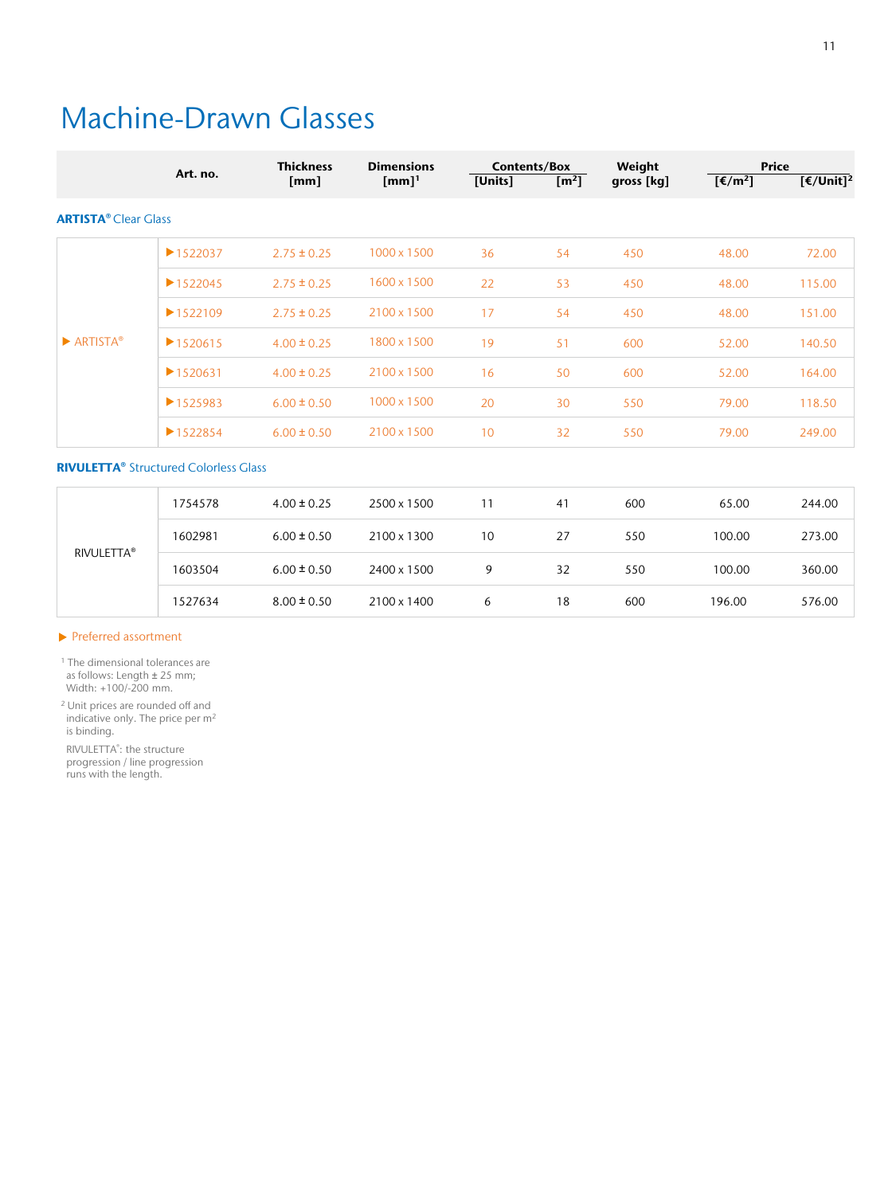# Machine-Drawn Glasses

| | Art. no. | Thickness [mm] | Dimensions [mm][1] | Contents/Box [Units] | Contents/Box [m²] | Weight gross [kg] | Price [€/m²] | Price [€/Unit][2] |
|---|---|---|---|---|---|---|---|---|
| **ARTISTA®** Clear Glass | | | | | | | | |
| ▶ ARTISTA® | ▶1522037 | 2.75 ± 0.25 | 1000 x 1500 | 36 | 54 | 450 | 48.00 | 72.00 |
| | ▶1522045 | 2.75 ± 0.25 | 1600 x 1500 | 22 | 53 | 450 | 48.00 | 115.00 |
| | ▶1522109 | 2.75 ± 0.25 | 2100 x 1500 | 17 | 54 | 450 | 48.00 | 151.00 |
| | ▶1520615 | 4.00 ± 0.25 | 1800 x 1500 | 19 | 51 | 600 | 52.00 | 140.50 |
| | ▶1520631 | 4.00 ± 0.25 | 2100 x 1500 | 16 | 50 | 600 | 52.00 | 164.00 |
| | ▶1525983 | 6.00 ± 0.50 | 1000 x 1500 | 20 | 30 | 550 | 79.00 | 118.50 |
| | ▶1522854 | 6.00 ± 0.50 | 2100 x 1500 | 10 | 32 | 550 | 79.00 | 249.00 |
| **RIVULETTA®** Structured Colorless Glass | | | | | | | | |
| RIVULETTA® | 1754578 | 4.00 ± 0.25 | 2500 x 1500 | 11 | 41 | 600 | 65.00 | 244.00 |
| | 1602981 | 6.00 ± 0.50 | 2100 x 1300 | 10 | 27 | 550 | 100.00 | 273.00 |
| | 1603504 | 6.00 ± 0.50 | 2400 x 1500 | 9 | 32 | 550 | 100.00 | 360.00 |
| | 1527634 | 8.00 ± 0.50 | 2100 x 1400 | 6 | 18 | 600 | 196.00 | 576.00 |

▶ Preferred assortment

[1] The dimensional tolerances are as follows: Length ± 25 mm; Width: +100/-200 mm.

[2] Unit prices are rounded off and indicative only. The price per m² is binding.

RIVULETTA®: the structure progression / line progression runs with the length.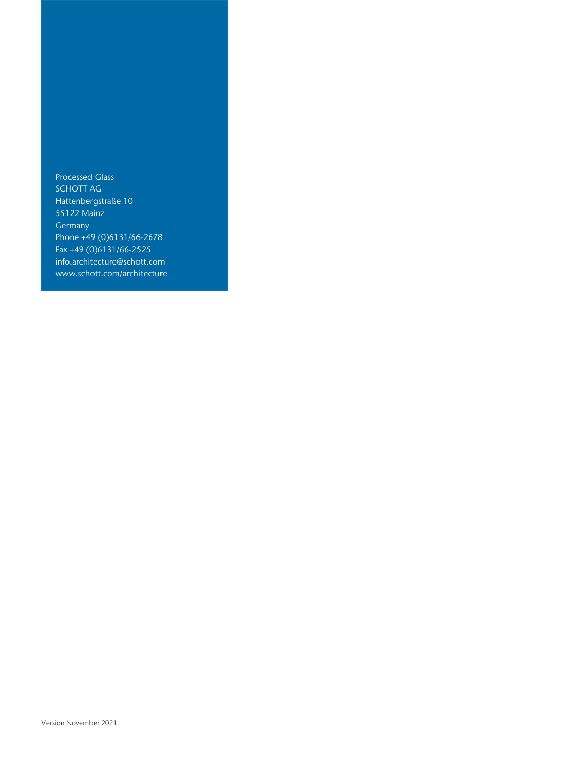Processed Glass
SCHOTT AG
Hattenbergstraße 10
55122 Mainz
Germany
Phone +49 (0)6131/66-2678
Fax +49 (0)6131/66-2525
info.architecture@schott.com
www.schott.com/architecture

Version November 2021